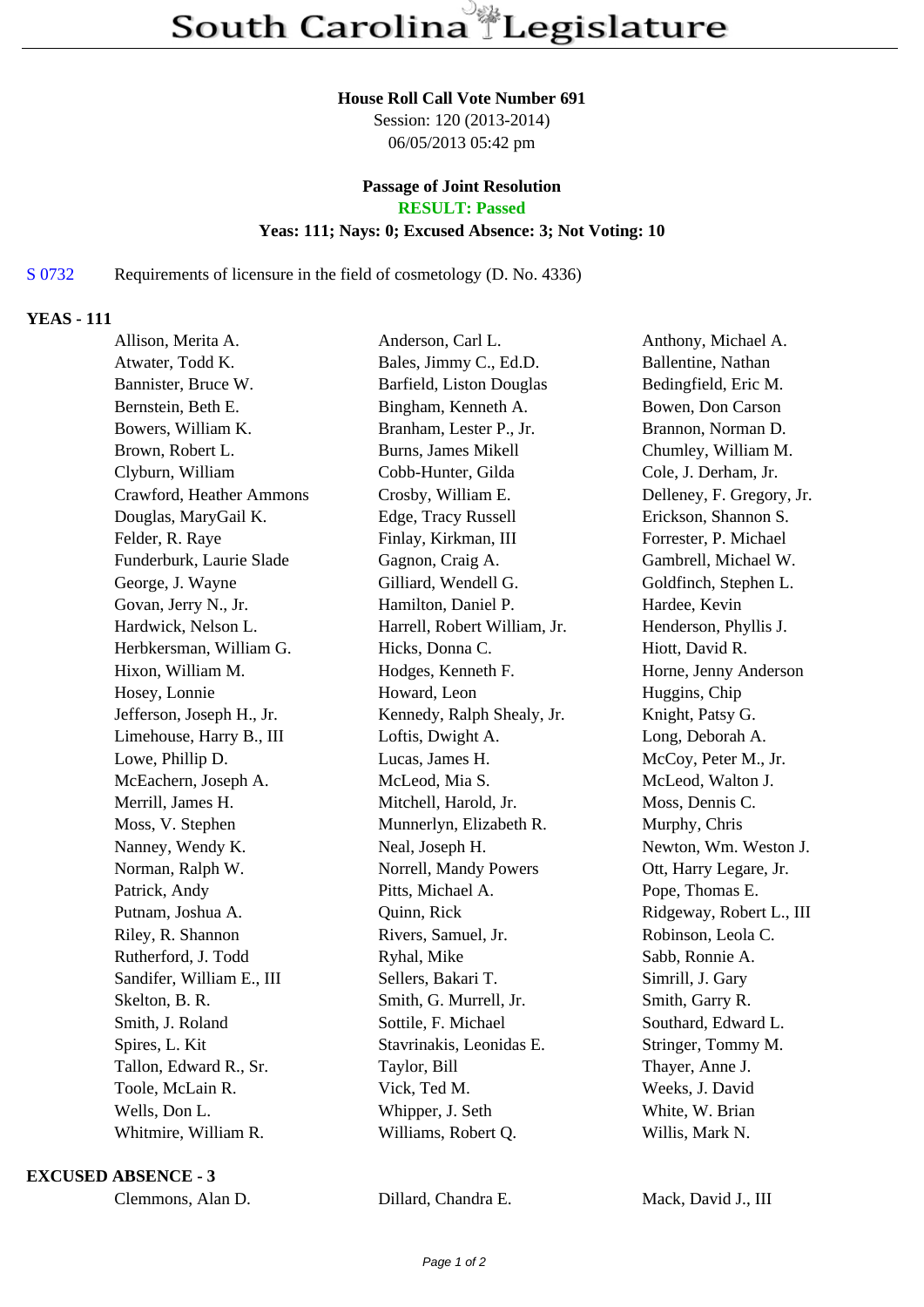# South Carolina Legislature

**House Roll Call Vote Number 691**
Session: 120 (2013-2014)
06/05/2013 05:42 pm

**Passage of Joint Resolution**
**RESULT: Passed**
**Yeas: 111; Nays: 0; Excused Absence: 3; Not Voting: 10**

S 0732 Requirements of licensure in the field of cosmetology (D. No. 4336)

## YEAS - 111

| | | |
|---|---|---|
| Allison, Merita A. | Anderson, Carl L. | Anthony, Michael A. |
| Atwater, Todd K. | Bales, Jimmy C., Ed.D. | Ballentine, Nathan |
| Bannister, Bruce W. | Barfield, Liston Douglas | Bedingfield, Eric M. |
| Bernstein, Beth E. | Bingham, Kenneth A. | Bowen, Don Carson |
| Bowers, William K. | Branham, Lester P., Jr. | Brannon, Norman D. |
| Brown, Robert L. | Burns, James Mikell | Chumley, William M. |
| Clyburn, William | Cobb-Hunter, Gilda | Cole, J. Derham, Jr. |
| Crawford, Heather Ammons | Crosby, William E. | Delleney, F. Gregory, Jr. |
| Douglas, MaryGail K. | Edge, Tracy Russell | Erickson, Shannon S. |
| Felder, R. Raye | Finlay, Kirkman, III | Forrester, P. Michael |
| Funderburk, Laurie Slade | Gagnon, Craig A. | Gambrell, Michael W. |
| George, J. Wayne | Gilliard, Wendell G. | Goldfinch, Stephen L. |
| Govan, Jerry N., Jr. | Hamilton, Daniel P. | Hardee, Kevin |
| Hardwick, Nelson L. | Harrell, Robert William, Jr. | Henderson, Phyllis J. |
| Herbkersman, William G. | Hicks, Donna C. | Hiott, David R. |
| Hixon, William M. | Hodges, Kenneth F. | Horne, Jenny Anderson |
| Hosey, Lonnie | Howard, Leon | Huggins, Chip |
| Jefferson, Joseph H., Jr. | Kennedy, Ralph Shealy, Jr. | Knight, Patsy G. |
| Limehouse, Harry B., III | Loftis, Dwight A. | Long, Deborah A. |
| Lowe, Phillip D. | Lucas, James H. | McCoy, Peter M., Jr. |
| McEachern, Joseph A. | McLeod, Mia S. | McLeod, Walton J. |
| Merrill, James H. | Mitchell, Harold, Jr. | Moss, Dennis C. |
| Moss, V. Stephen | Munnerlyn, Elizabeth R. | Murphy, Chris |
| Nanney, Wendy K. | Neal, Joseph H. | Newton, Wm. Weston J. |
| Norman, Ralph W. | Norrell, Mandy Powers | Ott, Harry Legare, Jr. |
| Patrick, Andy | Pitts, Michael A. | Pope, Thomas E. |
| Putnam, Joshua A. | Quinn, Rick | Ridgeway, Robert L., III |
| Riley, R. Shannon | Rivers, Samuel, Jr. | Robinson, Leola C. |
| Rutherford, J. Todd | Ryhal, Mike | Sabb, Ronnie A. |
| Sandifer, William E., III | Sellers, Bakari T. | Simrill, J. Gary |
| Skelton, B. R. | Smith, G. Murrell, Jr. | Smith, Garry R. |
| Smith, J. Roland | Sottile, F. Michael | Southard, Edward L. |
| Spires, L. Kit | Stavrinakis, Leonidas E. | Stringer, Tommy M. |
| Tallon, Edward R., Sr. | Taylor, Bill | Thayer, Anne J. |
| Toole, McLain R. | Vick, Ted M. | Weeks, J. David |
| Wells, Don L. | Whipper, J. Seth | White, W. Brian |
| Whitmire, William R. | Williams, Robert Q. | Willis, Mark N. |

## EXCUSED ABSENCE - 3

| | | |
|---|---|---|
| Clemmons, Alan D. | Dillard, Chandra E. | Mack, David J., III |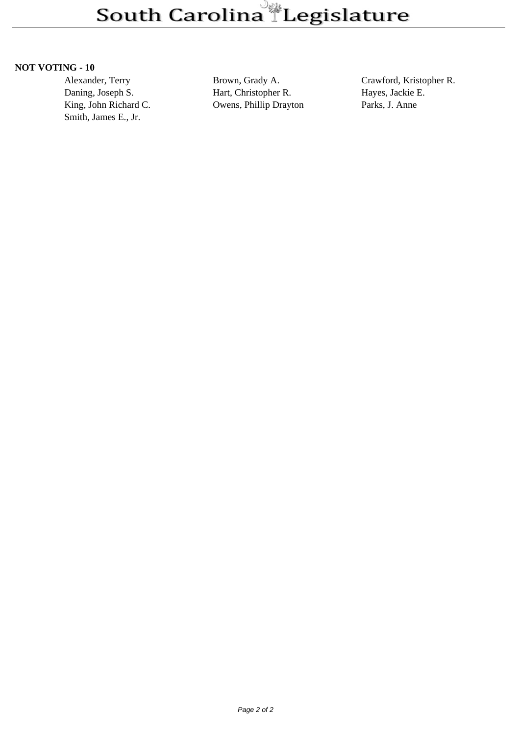**NOT VOTING - 10**

| | | |
|---|---|---|
| Alexander, Terry | Brown, Grady A. | Crawford, Kristopher R. |
| Daning, Joseph S. | Hart, Christopher R. | Hayes, Jackie E. |
| King, John Richard C. | Owens, Phillip Drayton | Parks, J. Anne |
| Smith, James E., Jr. | | |